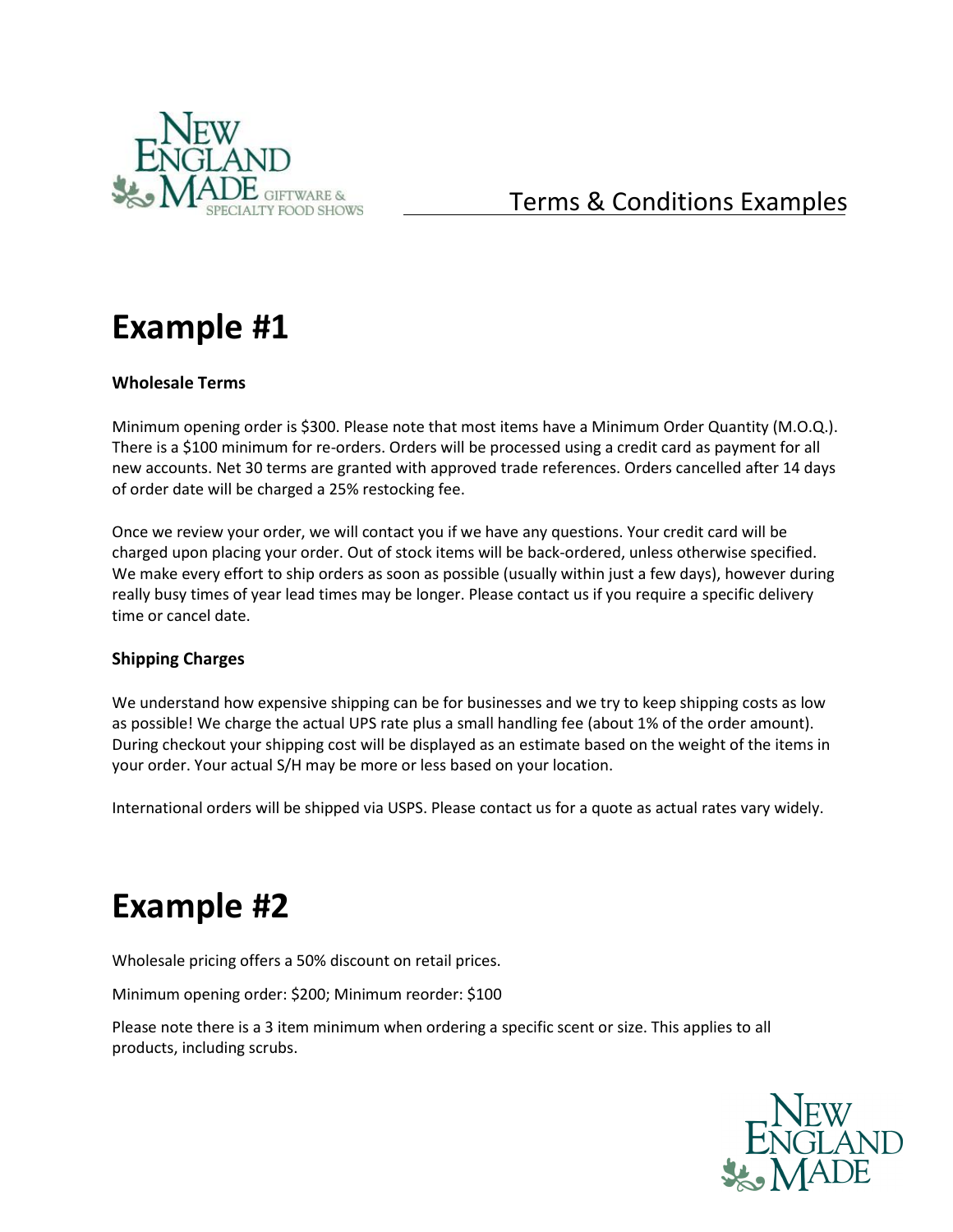# Terms & Conditions Examples

## Example #1

### Wholesale Terms

Minimum opening order is $300. Please note that most items have a Minimum Order Quantity (M.O.Q.). There is a $100 minimum for re-orders. Orders will be processed using a credit card as payment for all new accounts. Net 30 terms are granted with approved trade references. Orders cancelled after 14 days of order date will be charged a 25% restocking fee.

Once we review your order, we will contact you if we have any questions. Your credit card will be charged upon placing your order. Out of stock items will be back-ordered, unless otherwise specified. We make every effort to ship orders as soon as possible (usually within just a few days), however during really busy times of year lead times may be longer. Please contact us if you require a specific delivery time or cancel date.

### Shipping Charges

We understand how expensive shipping can be for businesses and we try to keep shipping costs as low as possible! We charge the actual UPS rate plus a small handling fee (about 1% of the order amount). During checkout your shipping cost will be displayed as an estimate based on the weight of the items in your order. Your actual S/H may be more or less based on your location.

International orders will be shipped via USPS. Please contact us for a quote as actual rates vary widely.

## Example #2

Wholesale pricing offers a 50% discount on retail prices.

Minimum opening order: $200; Minimum reorder: $100

Please note there is a 3 item minimum when ordering a specific scent or size. This applies to all products, including scrubs.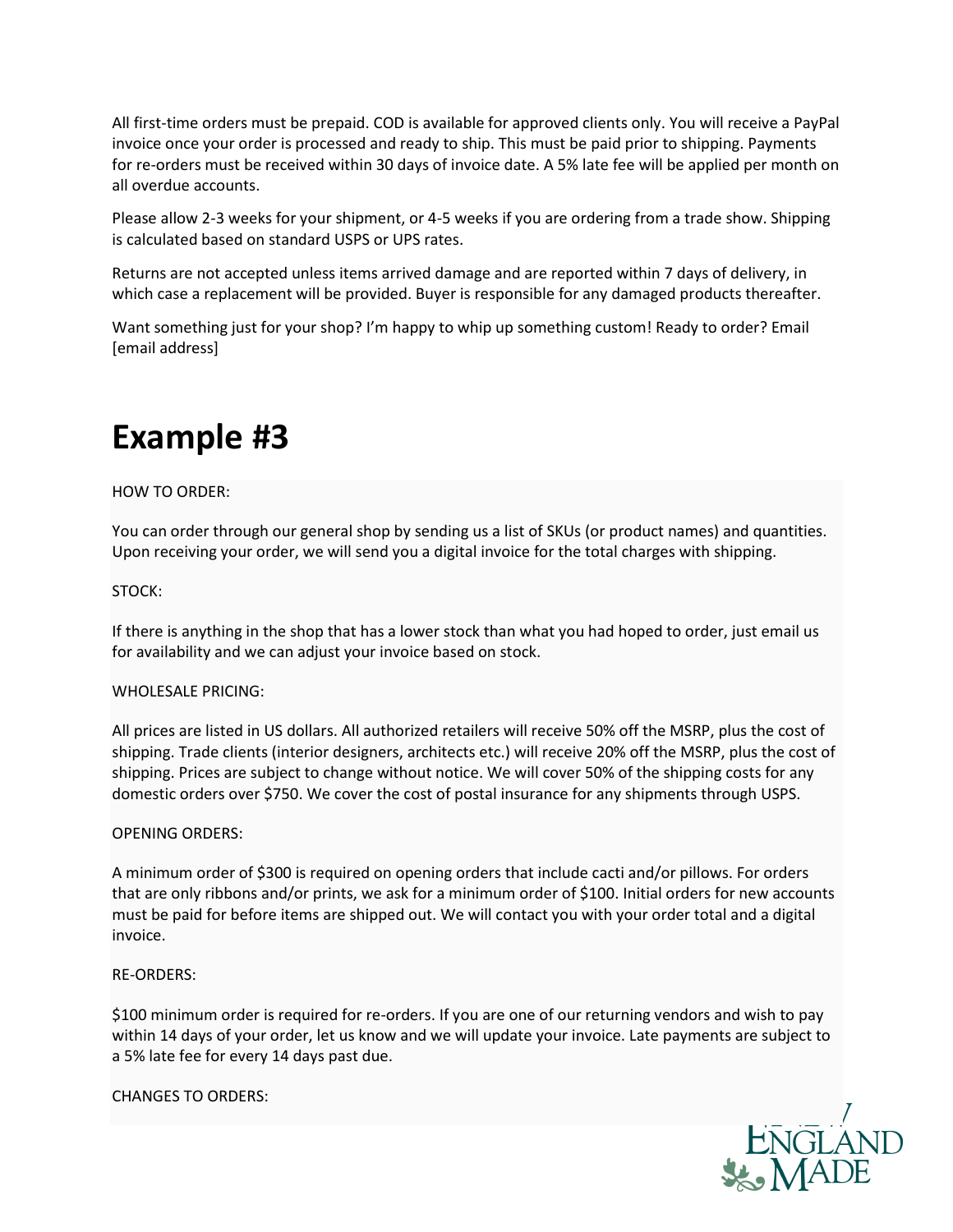All first-time orders must be prepaid. COD is available for approved clients only. You will receive a PayPal invoice once your order is processed and ready to ship. This must be paid prior to shipping. Payments for re-orders must be received within 30 days of invoice date. A 5% late fee will be applied per month on all overdue accounts.

Please allow 2-3 weeks for your shipment, or 4-5 weeks if you are ordering from a trade show. Shipping is calculated based on standard USPS or UPS rates.

Returns are not accepted unless items arrived damage and are reported within 7 days of delivery, in which case a replacement will be provided. Buyer is responsible for any damaged products thereafter.

Want something just for your shop? I'm happy to whip up something custom! Ready to order? Email [email address]

# Example #3

HOW TO ORDER:

You can order through our general shop by sending us a list of SKUs (or product names) and quantities. Upon receiving your order, we will send you a digital invoice for the total charges with shipping.

STOCK:

If there is anything in the shop that has a lower stock than what you had hoped to order, just email us for availability and we can adjust your invoice based on stock.

WHOLESALE PRICING:

All prices are listed in US dollars. All authorized retailers will receive 50% off the MSRP, plus the cost of shipping. Trade clients (interior designers, architects etc.) will receive 20% off the MSRP, plus the cost of shipping. Prices are subject to change without notice. We will cover 50% of the shipping costs for any domestic orders over $750. We cover the cost of postal insurance for any shipments through USPS.

OPENING ORDERS:

A minimum order of $300 is required on opening orders that include cacti and/or pillows. For orders that are only ribbons and/or prints, we ask for a minimum order of $100. Initial orders for new accounts must be paid for before items are shipped out. We will contact you with your order total and a digital invoice.

RE-ORDERS:

$100 minimum order is required for re-orders. If you are one of our returning vendors and wish to pay within 14 days of your order, let us know and we will update your invoice. Late payments are subject to a 5% late fee for every 14 days past due.

CHANGES TO ORDERS: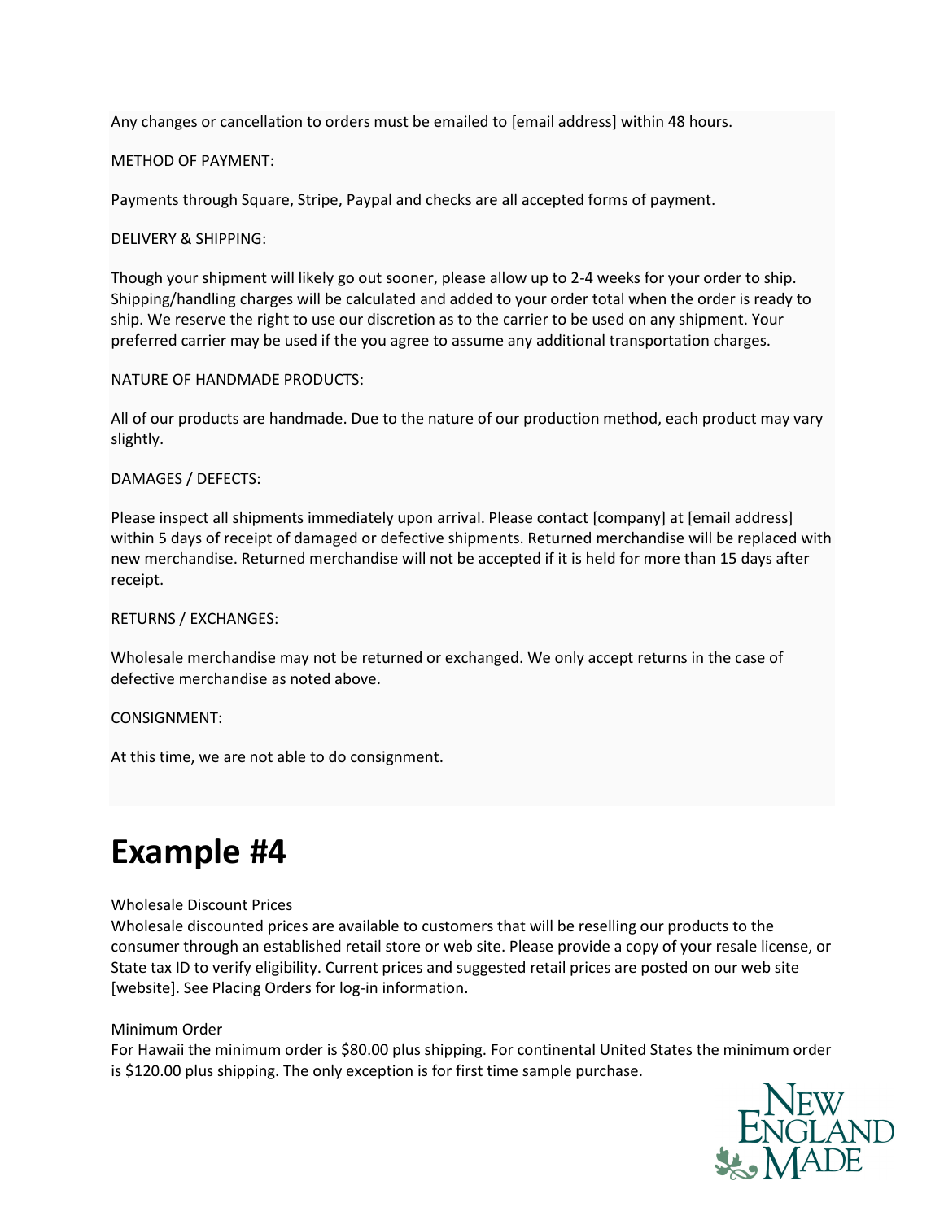Any changes or cancellation to orders must be emailed to [email address] within 48 hours.

METHOD OF PAYMENT:

Payments through Square, Stripe, Paypal and checks are all accepted forms of payment.

DELIVERY & SHIPPING:

Though your shipment will likely go out sooner, please allow up to 2-4 weeks for your order to ship. Shipping/handling charges will be calculated and added to your order total when the order is ready to ship. We reserve the right to use our discretion as to the carrier to be used on any shipment. Your preferred carrier may be used if the you agree to assume any additional transportation charges.

NATURE OF HANDMADE PRODUCTS:

All of our products are handmade. Due to the nature of our production method, each product may vary slightly.

DAMAGES / DEFECTS:

Please inspect all shipments immediately upon arrival. Please contact [company] at [email address] within 5 days of receipt of damaged or defective shipments. Returned merchandise will be replaced with new merchandise. Returned merchandise will not be accepted if it is held for more than 15 days after receipt.

RETURNS / EXCHANGES:

Wholesale merchandise may not be returned or exchanged. We only accept returns in the case of defective merchandise as noted above.

CONSIGNMENT:

At this time, we are not able to do consignment.

# Example #4

Wholesale Discount Prices
Wholesale discounted prices are available to customers that will be reselling our products to the consumer through an established retail store or web site. Please provide a copy of your resale license, or State tax ID to verify eligibility. Current prices and suggested retail prices are posted on our web site [website]. See Placing Orders for log-in information.

Minimum Order
For Hawaii the minimum order is $80.00 plus shipping. For continental United States the minimum order is $120.00 plus shipping. The only exception is for first time sample purchase.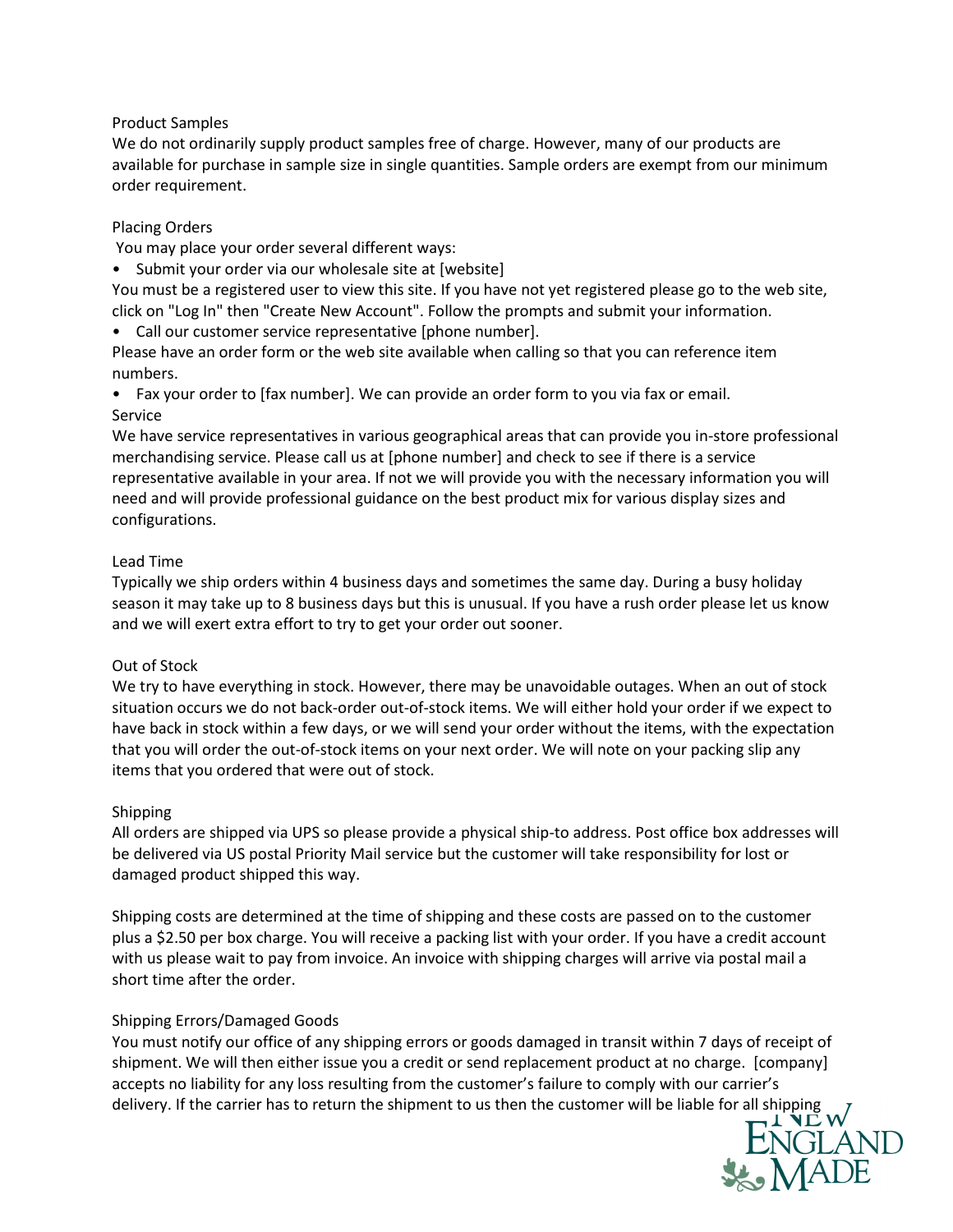## Product Samples

We do not ordinarily supply product samples free of charge. However, many of our products are available for purchase in sample size in single quantities. Sample orders are exempt from our minimum order requirement.

## Placing Orders

You may place your order several different ways:

- Submit your order via our wholesale site at [website]

You must be a registered user to view this site. If you have not yet registered please go to the web site, click on "Log In" then "Create New Account". Follow the prompts and submit your information.

- Call our customer service representative [phone number].

Please have an order form or the web site available when calling so that you can reference item numbers.

- Fax your order to [fax number]. We can provide an order form to you via fax or email.

## Service

We have service representatives in various geographical areas that can provide you in-store professional merchandising service. Please call us at [phone number] and check to see if there is a service representative available in your area. If not we will provide you with the necessary information you will need and will provide professional guidance on the best product mix for various display sizes and configurations.

## Lead Time

Typically we ship orders within 4 business days and sometimes the same day. During a busy holiday season it may take up to 8 business days but this is unusual. If you have a rush order please let us know and we will exert extra effort to try to get your order out sooner.

## Out of Stock

We try to have everything in stock. However, there may be unavoidable outages. When an out of stock situation occurs we do not back-order out-of-stock items. We will either hold your order if we expect to have back in stock within a few days, or we will send your order without the items, with the expectation that you will order the out-of-stock items on your next order. We will note on your packing slip any items that you ordered that were out of stock.

## Shipping

All orders are shipped via UPS so please provide a physical ship-to address. Post office box addresses will be delivered via US postal Priority Mail service but the customer will take responsibility for lost or damaged product shipped this way.

Shipping costs are determined at the time of shipping and these costs are passed on to the customer plus a $2.50 per box charge. You will receive a packing list with your order. If you have a credit account with us please wait to pay from invoice. An invoice with shipping charges will arrive via postal mail a short time after the order.

## Shipping Errors/Damaged Goods

You must notify our office of any shipping errors or goods damaged in transit within 7 days of receipt of shipment. We will then either issue you a credit or send replacement product at no charge. [company] accepts no liability for any loss resulting from the customer's failure to comply with our carrier's delivery. If the carrier has to return the shipment to us then the customer will be liable for all shipping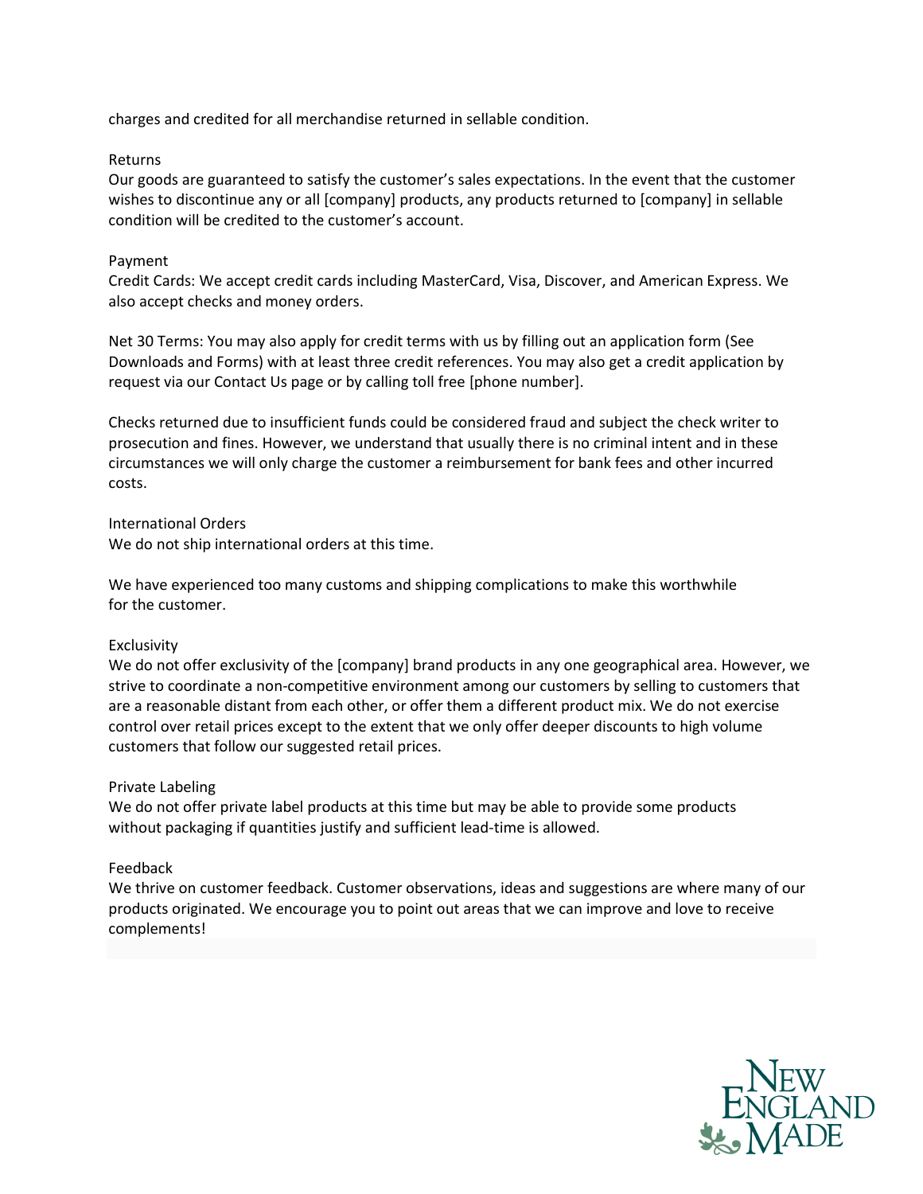charges and credited for all merchandise returned in sellable condition.

## Returns

Our goods are guaranteed to satisfy the customer's sales expectations. In the event that the customer wishes to discontinue any or all [company] products, any products returned to [company] in sellable condition will be credited to the customer's account.

## Payment

Credit Cards: We accept credit cards including MasterCard, Visa, Discover, and American Express. We also accept checks and money orders.

Net 30 Terms: You may also apply for credit terms with us by filling out an application form (See Downloads and Forms) with at least three credit references. You may also get a credit application by request via our Contact Us page or by calling toll free [phone number].

Checks returned due to insufficient funds could be considered fraud and subject the check writer to prosecution and fines. However, we understand that usually there is no criminal intent and in these circumstances we will only charge the customer a reimbursement for bank fees and other incurred costs.

## International Orders

We do not ship international orders at this time.

We have experienced too many customs and shipping complications to make this worthwhile for the customer.

## Exclusivity

We do not offer exclusivity of the [company] brand products in any one geographical area. However, we strive to coordinate a non-competitive environment among our customers by selling to customers that are a reasonable distant from each other, or offer them a different product mix. We do not exercise control over retail prices except to the extent that we only offer deeper discounts to high volume customers that follow our suggested retail prices.

## Private Labeling

We do not offer private label products at this time but may be able to provide some products without packaging if quantities justify and sufficient lead-time is allowed.

## Feedback

We thrive on customer feedback. Customer observations, ideas and suggestions are where many of our products originated. We encourage you to point out areas that we can improve and love to receive complements!